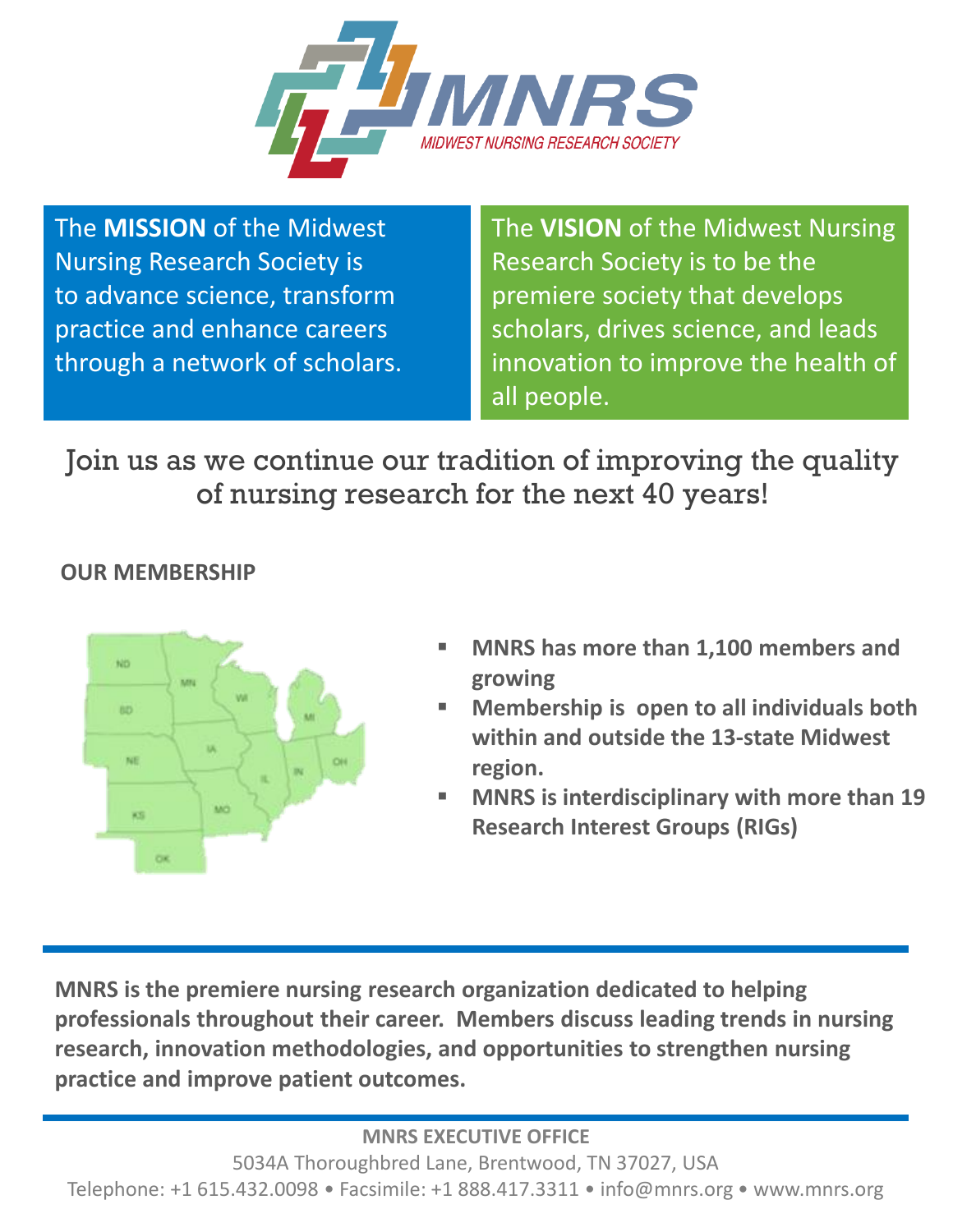# MNRS

MIDWEST NURSING RESEARCH SOCIETY

The **MISSION** of the Midwest Nursing Research Society is to advance science, transform practice and enhance careers through a network of scholars.

The **VISION** of the Midwest Nursing Research Society is to be the premiere society that develops scholars, drives science, and leads innovation to improve the health of all people.

Join us as we continue our tradition of improving the quality of nursing research for the next 40 years!

## OUR MEMBERSHIP

- **MNRS has more than 1,100 members and growing**
- **Membership is open to all individuals both within and outside the 13-state Midwest region.**
- **MNRS is interdisciplinary with more than 19 Research Interest Groups (RIGs)**

---

**MNRS is the premiere nursing research organization dedicated to helping professionals throughout their career. Members discuss leading trends in nursing research, innovation methodologies, and opportunities to strengthen nursing practice and improve patient outcomes.**

---

**MNRS EXECUTIVE OFFICE**

5034A Thoroughbred Lane, Brentwood, TN 37027, USA

Telephone: +1 615.432.0098 • Facsimile: +1 888.417.3311 • info@mnrs.org • www.mnrs.org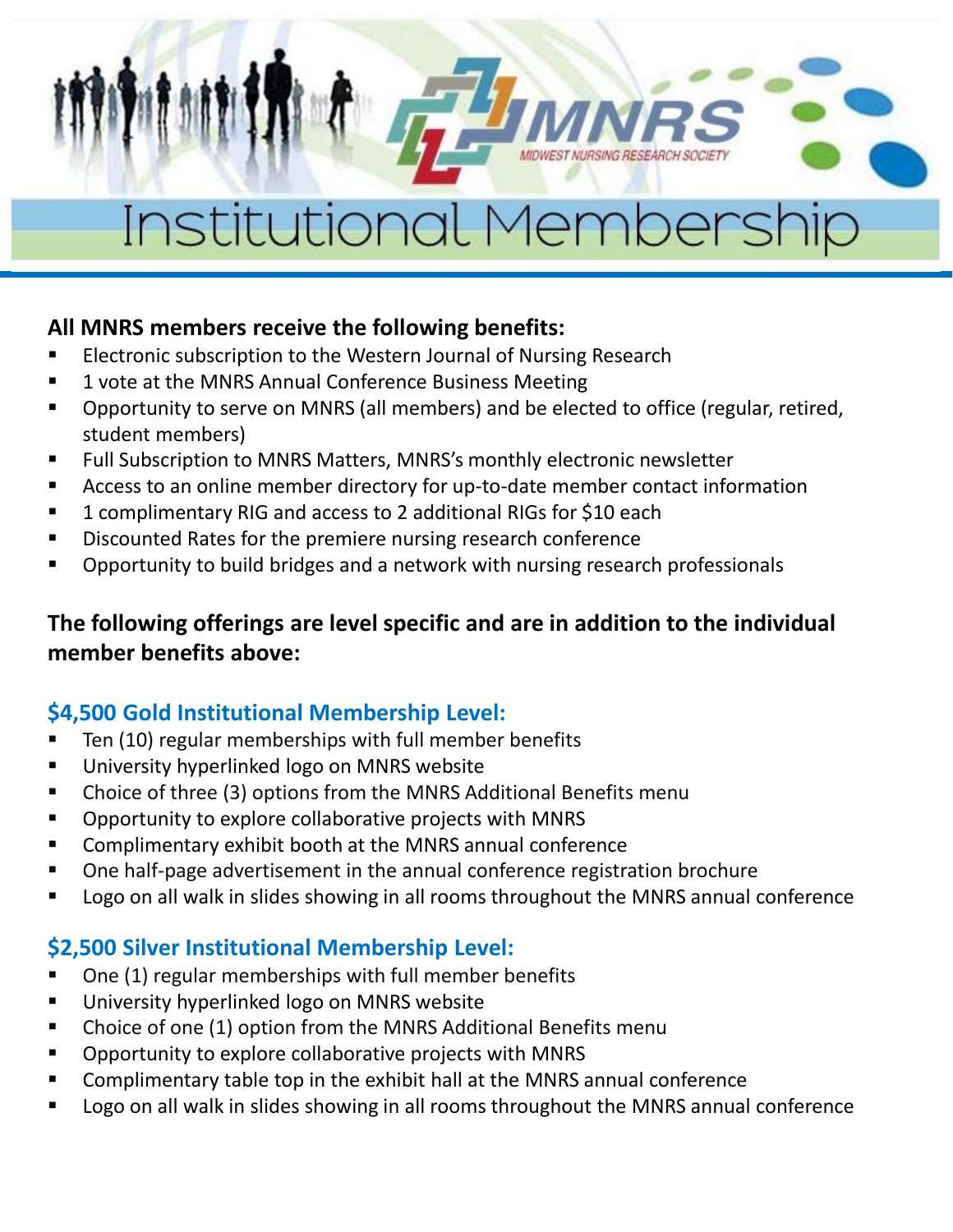# Institutional Membership

**All MNRS members receive the following benefits:**

- Electronic subscription to the Western Journal of Nursing Research
- 1 vote at the MNRS Annual Conference Business Meeting
- Opportunity to serve on MNRS (all members) and be elected to office (regular, retired, student members)
- Full Subscription to MNRS Matters, MNRS's monthly electronic newsletter
- Access to an online member directory for up-to-date member contact information
- 1 complimentary RIG and access to 2 additional RIGs for $10 each
- Discounted Rates for the premiere nursing research conference
- Opportunity to build bridges and a network with nursing research professionals

**The following offerings are level specific and are in addition to the individual member benefits above:**

### $4,500 Gold Institutional Membership Level:

- Ten (10) regular memberships with full member benefits
- University hyperlinked logo on MNRS website
- Choice of three (3) options from the MNRS Additional Benefits menu
- Opportunity to explore collaborative projects with MNRS
- Complimentary exhibit booth at the MNRS annual conference
- One half-page advertisement in the annual conference registration brochure
- Logo on all walk in slides showing in all rooms throughout the MNRS annual conference

### $2,500 Silver Institutional Membership Level:

- One (1) regular memberships with full member benefits
- University hyperlinked logo on MNRS website
- Choice of one (1) option from the MNRS Additional Benefits menu
- Opportunity to explore collaborative projects with MNRS
- Complimentary table top in the exhibit hall at the MNRS annual conference
- Logo on all walk in slides showing in all rooms throughout the MNRS annual conference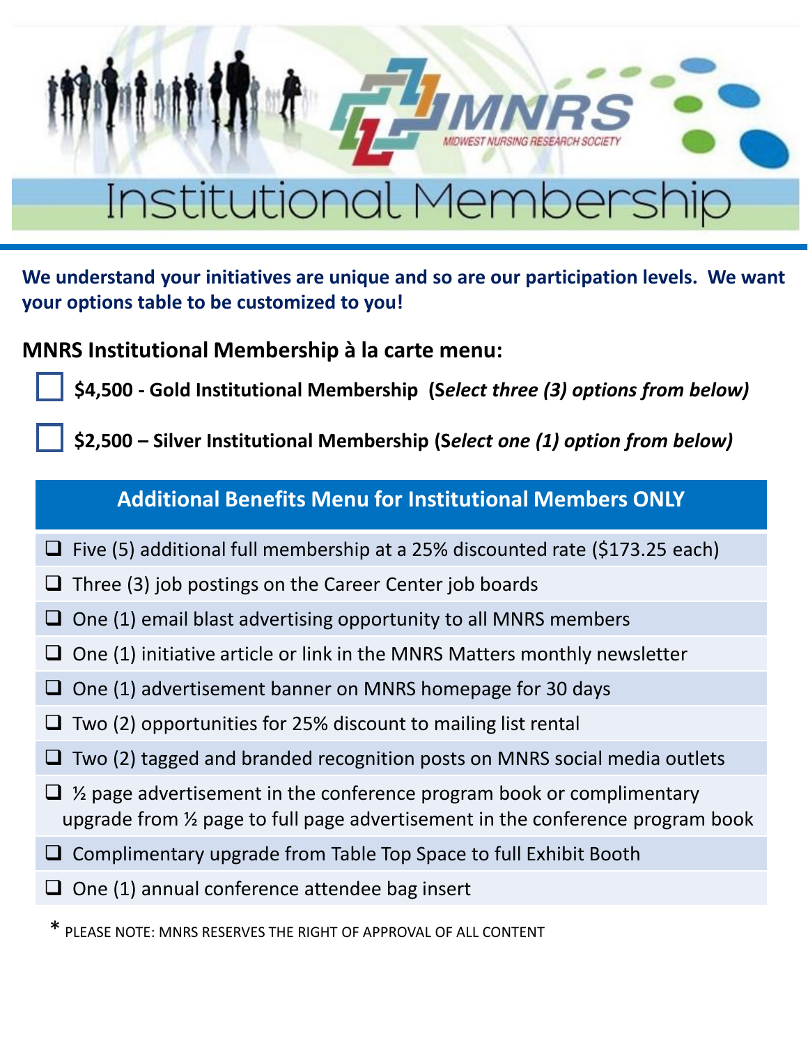# Institutional Membership

**We understand your initiatives are unique and so are our participation levels. We want your options table to be customized to you!**

## MNRS Institutional Membership à la carte menu:

- ☐ **$4,500 - Gold Institutional Membership (*Select three (3) options from below)***
- ☐ **$2,500 – Silver Institutional Membership (*Select one (1) option from below)***

| Additional Benefits Menu for Institutional Members ONLY |
|---|
| ❑ Five (5) additional full membership at a 25% discounted rate ($173.25 each) |
| ❑ Three (3) job postings on the Career Center job boards |
| ❑ One (1) email blast advertising opportunity to all MNRS members |
| ❑ One (1) initiative article or link in the MNRS Matters monthly newsletter |
| ❑ One (1) advertisement banner on MNRS homepage for 30 days |
| ❑ Two (2) opportunities for 25% discount to mailing list rental |
| ❑ Two (2) tagged and branded recognition posts on MNRS social media outlets |
| ❑ ½ page advertisement in the conference program book or complimentary upgrade from ½ page to full page advertisement in the conference program book |
| ❑ Complimentary upgrade from Table Top Space to full Exhibit Booth |
| ❑ One (1) annual conference attendee bag insert |

\* PLEASE NOTE: MNRS RESERVES THE RIGHT OF APPROVAL OF ALL CONTENT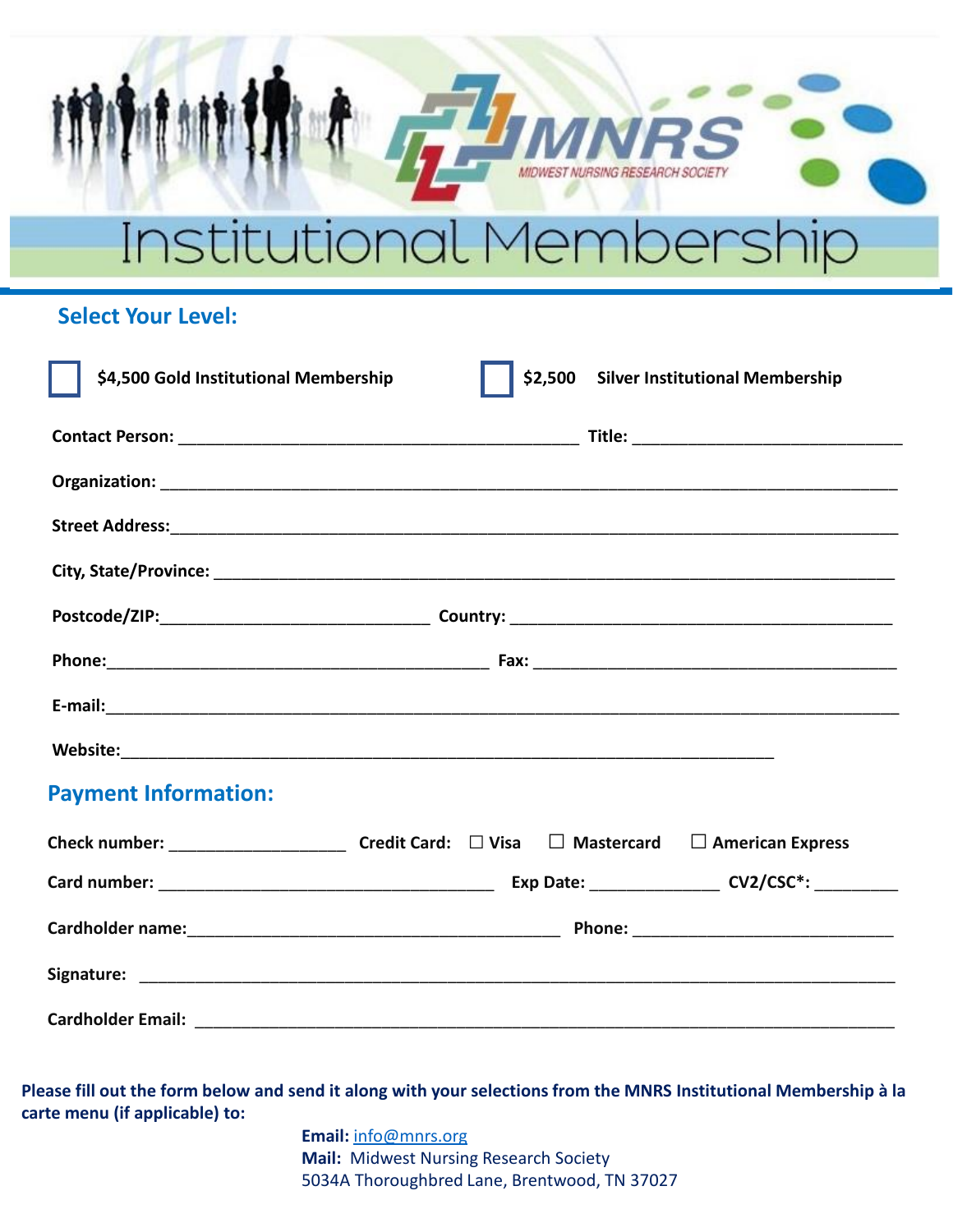MNRS
MIDWEST NURSING RESEARCH SOCIETY

# Institutional Membership

## Select Your Level:

☐ **$4,500 Gold Institutional Membership** ☐ **$2,500 Silver Institutional Membership**

**Contact Person:** ____________________________________________ **Title:** ______________________________

**Organization:** ________________________________________________________________________________

**Street Address:**_______________________________________________________________________________

**City, State/Province:** __________________________________________________________________________

**Postcode/ZIP:**______________________________ **Country:** __________________________________________

**Phone:**__________________________________________ **Fax:** _________________________________________

**E-mail:**_______________________________________________________________________________________

**Website:**________________________________________________________________________

## Payment Information:

**Check number:** ___________________ **Credit Card:** ☐ **Visa** ☐ **Mastercard** ☐ **American Express**

**Card number:** _____________________________________ **Exp Date:** ______________ **CV2/CSC*:** _________

**Cardholder name:**__________________________________________ **Phone:** _____________________________

**Signature:** ___________________________________________________________________________________

**Cardholder Email:** _____________________________________________________________________________

**Please fill out the form below and send it along with your selections from the MNRS Institutional Membership à la carte menu (if applicable) to:**

**Email:** info@mnrs.org
**Mail:** Midwest Nursing Research Society
5034A Thoroughbred Lane, Brentwood, TN 37027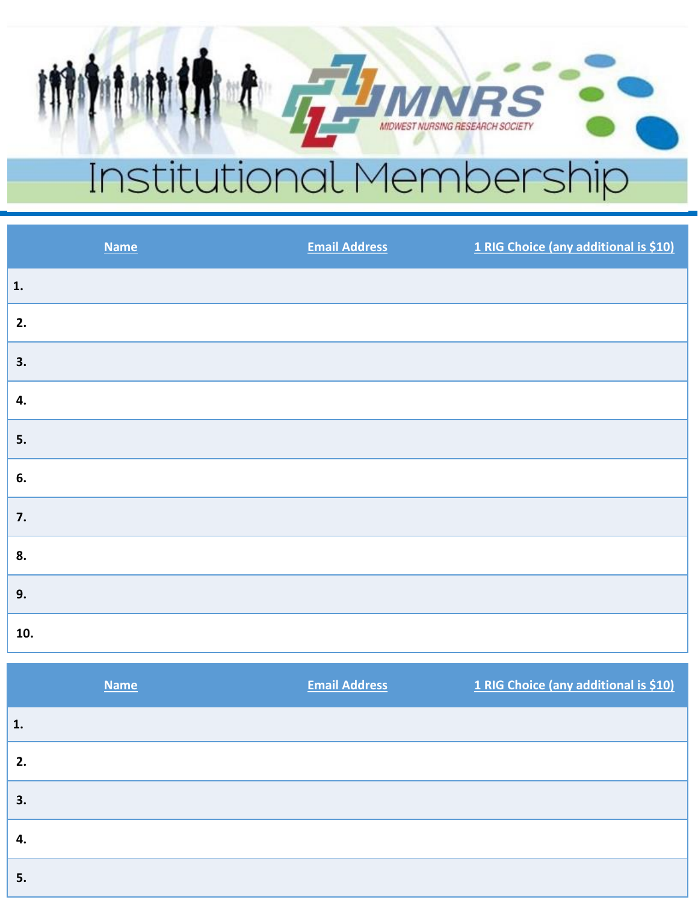MNRS

MIDWEST NURSING RESEARCH SOCIETY

# Institutional Membership

| Name | Email Address | 1 RIG Choice (any additional is $10) |
|---|---|---|
| 1. | | |
| 2. | | |
| 3. | | |
| 4. | | |
| 5. | | |
| 6. | | |
| 7. | | |
| 8. | | |
| 9. | | |
| 10. | | |

| Name | Email Address | 1 RIG Choice (any additional is $10) |
|---|---|---|
| 1. | | |
| 2. | | |
| 3. | | |
| 4. | | |
| 5. | | |